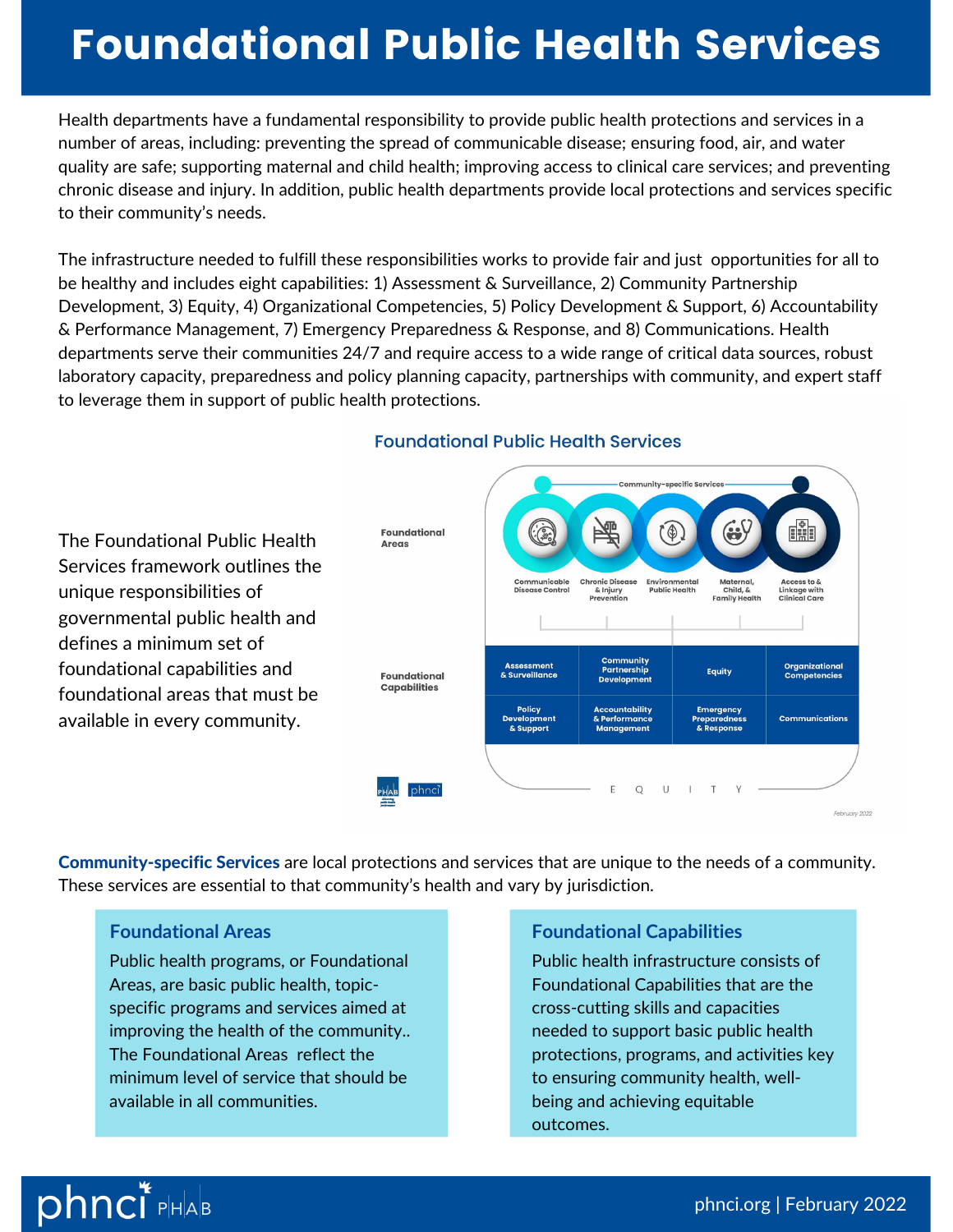# Foundational Public Health Services

Health departments have a fundamental responsibility to provide public health protections and services in a number of areas, including: preventing the spread of communicable disease; ensuring food, air, and water quality are safe; supporting maternal and child health; improving access to clinical care services; and preventing chronic disease and injury. In addition, public health departments provide local protections and services specific to their community's needs.

The infrastructure needed to fulfill these responsibilities works to provide fair and just opportunities for all to be healthy and includes eight capabilities: 1) Assessment & Surveillance, 2) Community Partnership Development, 3) Equity, 4) Organizational Competencies, 5) Policy Development & Support, 6) Accountability & Performance Management, 7) Emergency Preparedness & Response, and 8) Communications. Health departments serve their communities 24/7 and require access to a wide range of critical data sources, robust laboratory capacity, preparedness and policy planning capacity, partnerships with community, and expert staff to leverage them in support of public health protections.

The Foundational Public Health Services framework outlines the unique responsibilities of governmental public health and defines a minimum set of foundational capabilities and foundational areas that must be available in every community.

## Foundational Public Health Services

Community-specific Services

**Foundational Areas**

- Communicable Disease Control
- Chronic Disease & Injury Prevention
- Environmental Public Health
- Maternal, Child, & Family Health
- Access to & Linkage with Clinical Care

**Foundational Capabilities**

| | | | |
|---|---|---|---|
| Assessment & Surveillance | Community Partnership Development | Equity | Organizational Competencies |
| Policy Development & Support | Accountability & Performance Management | Emergency Preparedness & Response | Communications |

E Q U I T Y

PHAB | phnci

February 2022

**Community-specific Services** are local protections and services that are unique to the needs of a community. These services are essential to that community's health and vary by jurisdiction.

### Foundational Areas

Public health programs, or Foundational Areas, are basic public health, topic-specific programs and services aimed at improving the health of the community.. The Foundational Areas reflect the minimum level of service that should be available in all communities.

### Foundational Capabilities

Public health infrastructure consists of Foundational Capabilities that are the cross-cutting skills and capacities needed to support basic public health protections, programs, and activities key to ensuring community health, well-being and achieving equitable outcomes.

phnci PHAB

phnci.org | February 2022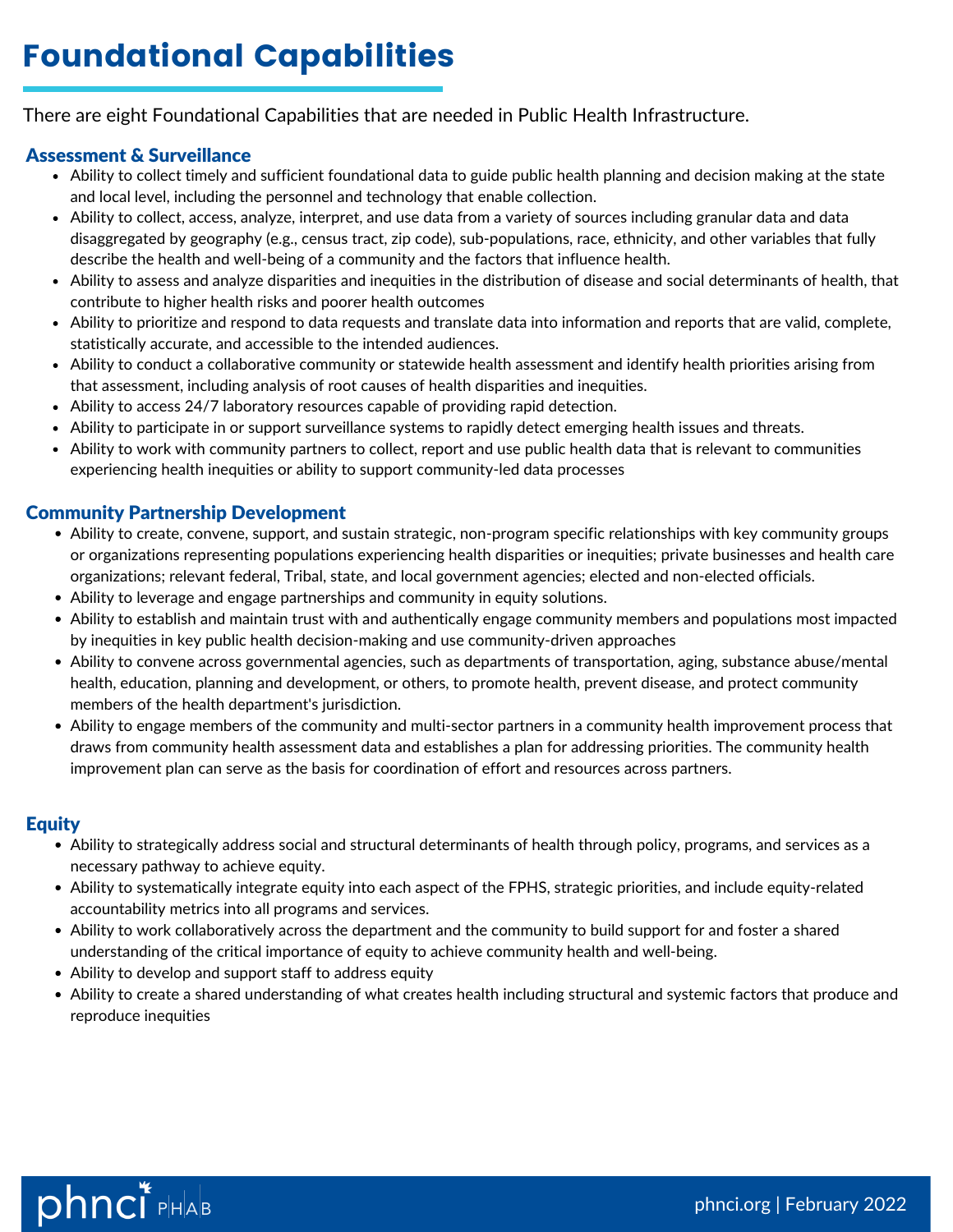# Foundational Capabilities

There are eight Foundational Capabilities that are needed in Public Health Infrastructure.

## Assessment & Surveillance

- Ability to collect timely and sufficient foundational data to guide public health planning and decision making at the state and local level, including the personnel and technology that enable collection.
- Ability to collect, access, analyze, interpret, and use data from a variety of sources including granular data and data disaggregated by geography (e.g., census tract, zip code), sub-populations, race, ethnicity, and other variables that fully describe the health and well-being of a community and the factors that influence health.
- Ability to assess and analyze disparities and inequities in the distribution of disease and social determinants of health, that contribute to higher health risks and poorer health outcomes
- Ability to prioritize and respond to data requests and translate data into information and reports that are valid, complete, statistically accurate, and accessible to the intended audiences.
- Ability to conduct a collaborative community or statewide health assessment and identify health priorities arising from that assessment, including analysis of root causes of health disparities and inequities.
- Ability to access 24/7 laboratory resources capable of providing rapid detection.
- Ability to participate in or support surveillance systems to rapidly detect emerging health issues and threats.
- Ability to work with community partners to collect, report and use public health data that is relevant to communities experiencing health inequities or ability to support community-led data processes

## Community Partnership Development

- Ability to create, convene, support, and sustain strategic, non-program specific relationships with key community groups or organizations representing populations experiencing health disparities or inequities; private businesses and health care organizations; relevant federal, Tribal, state, and local government agencies; elected and non-elected officials.
- Ability to leverage and engage partnerships and community in equity solutions.
- Ability to establish and maintain trust with and authentically engage community members and populations most impacted by inequities in key public health decision-making and use community-driven approaches
- Ability to convene across governmental agencies, such as departments of transportation, aging, substance abuse/mental health, education, planning and development, or others, to promote health, prevent disease, and protect community members of the health department's jurisdiction.
- Ability to engage members of the community and multi-sector partners in a community health improvement process that draws from community health assessment data and establishes a plan for addressing priorities. The community health improvement plan can serve as the basis for coordination of effort and resources across partners.

## Equity

- Ability to strategically address social and structural determinants of health through policy, programs, and services as a necessary pathway to achieve equity.
- Ability to systematically integrate equity into each aspect of the FPHS, strategic priorities, and include equity-related accountability metrics into all programs and services.
- Ability to work collaboratively across the department and the community to build support for and foster a shared understanding of the critical importance of equity to achieve community health and well-being.
- Ability to develop and support staff to address equity
- Ability to create a shared understanding of what creates health including structural and systemic factors that produce and reproduce inequities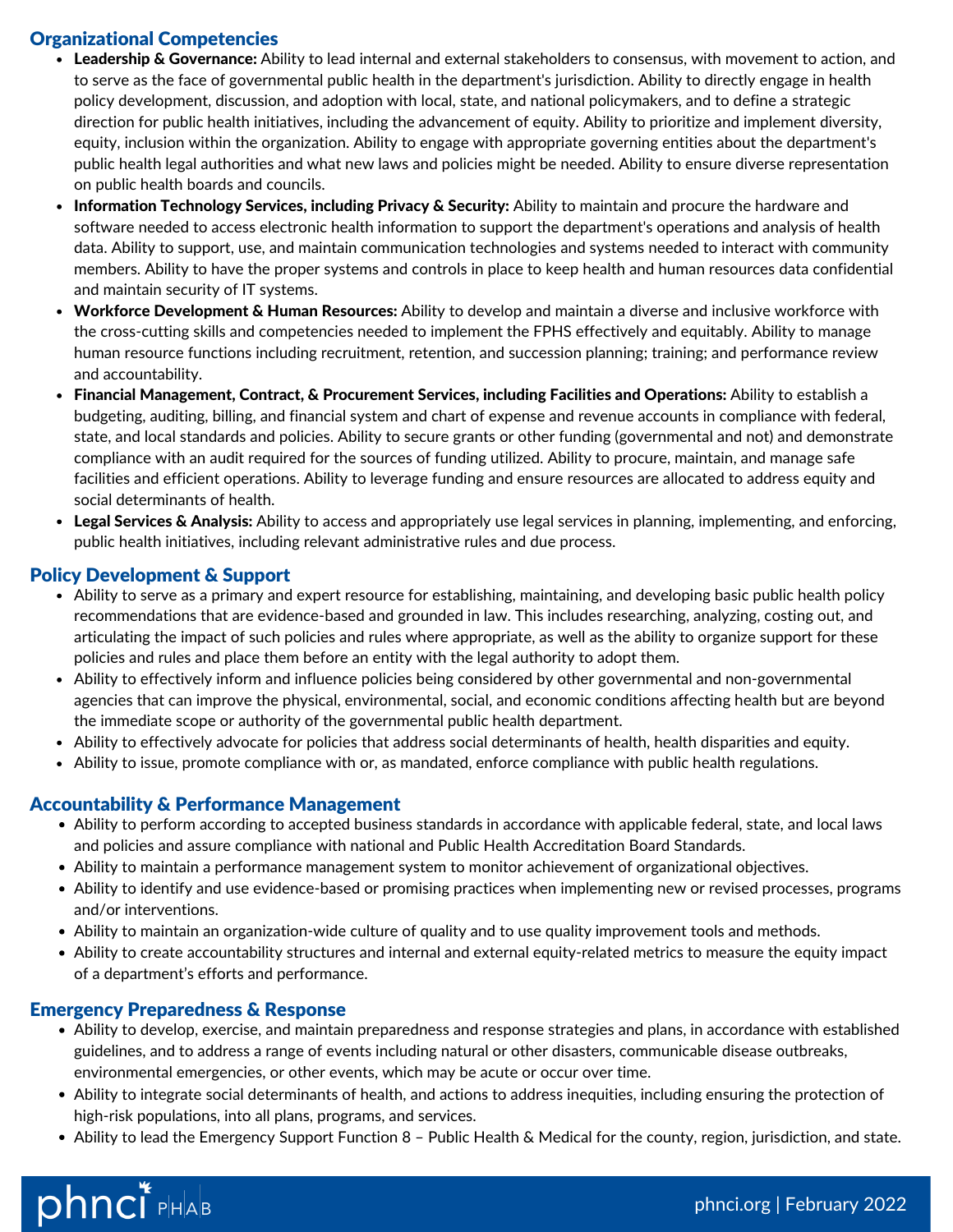## Organizational Competencies

- **Leadership & Governance:** Ability to lead internal and external stakeholders to consensus, with movement to action, and to serve as the face of governmental public health in the department's jurisdiction. Ability to directly engage in health policy development, discussion, and adoption with local, state, and national policymakers, and to define a strategic direction for public health initiatives, including the advancement of equity. Ability to prioritize and implement diversity, equity, inclusion within the organization. Ability to engage with appropriate governing entities about the department's public health legal authorities and what new laws and policies might be needed. Ability to ensure diverse representation on public health boards and councils.
- **Information Technology Services, including Privacy & Security:** Ability to maintain and procure the hardware and software needed to access electronic health information to support the department's operations and analysis of health data. Ability to support, use, and maintain communication technologies and systems needed to interact with community members. Ability to have the proper systems and controls in place to keep health and human resources data confidential and maintain security of IT systems.
- **Workforce Development & Human Resources:** Ability to develop and maintain a diverse and inclusive workforce with the cross-cutting skills and competencies needed to implement the FPHS effectively and equitably. Ability to manage human resource functions including recruitment, retention, and succession planning; training; and performance review and accountability.
- **Financial Management, Contract, & Procurement Services, including Facilities and Operations:** Ability to establish a budgeting, auditing, billing, and financial system and chart of expense and revenue accounts in compliance with federal, state, and local standards and policies. Ability to secure grants or other funding (governmental and not) and demonstrate compliance with an audit required for the sources of funding utilized. Ability to procure, maintain, and manage safe facilities and efficient operations. Ability to leverage funding and ensure resources are allocated to address equity and social determinants of health.
- **Legal Services & Analysis:** Ability to access and appropriately use legal services in planning, implementing, and enforcing, public health initiatives, including relevant administrative rules and due process.

## Policy Development & Support

- Ability to serve as a primary and expert resource for establishing, maintaining, and developing basic public health policy recommendations that are evidence-based and grounded in law. This includes researching, analyzing, costing out, and articulating the impact of such policies and rules where appropriate, as well as the ability to organize support for these policies and rules and place them before an entity with the legal authority to adopt them.
- Ability to effectively inform and influence policies being considered by other governmental and non-governmental agencies that can improve the physical, environmental, social, and economic conditions affecting health but are beyond the immediate scope or authority of the governmental public health department.
- Ability to effectively advocate for policies that address social determinants of health, health disparities and equity.
- Ability to issue, promote compliance with or, as mandated, enforce compliance with public health regulations.

## Accountability & Performance Management

- Ability to perform according to accepted business standards in accordance with applicable federal, state, and local laws and policies and assure compliance with national and Public Health Accreditation Board Standards.
- Ability to maintain a performance management system to monitor achievement of organizational objectives.
- Ability to identify and use evidence-based or promising practices when implementing new or revised processes, programs and/or interventions.
- Ability to maintain an organization-wide culture of quality and to use quality improvement tools and methods.
- Ability to create accountability structures and internal and external equity-related metrics to measure the equity impact of a department's efforts and performance.

## Emergency Preparedness & Response

- Ability to develop, exercise, and maintain preparedness and response strategies and plans, in accordance with established guidelines, and to address a range of events including natural or other disasters, communicable disease outbreaks, environmental emergencies, or other events, which may be acute or occur over time.
- Ability to integrate social determinants of health, and actions to address inequities, including ensuring the protection of high-risk populations, into all plans, programs, and services.
- Ability to lead the Emergency Support Function 8 – Public Health & Medical for the county, region, jurisdiction, and state.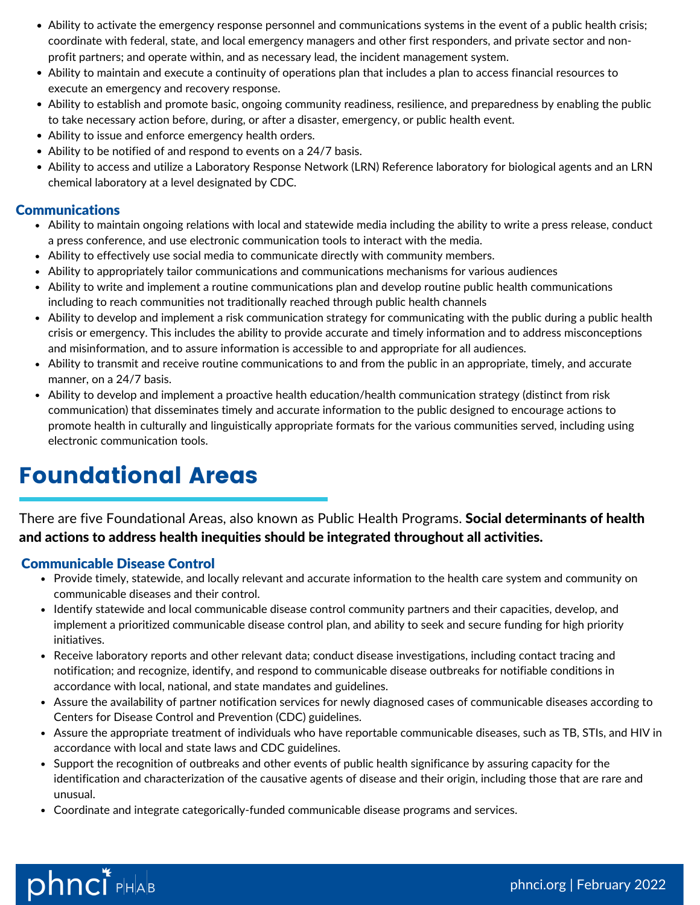- Ability to activate the emergency response personnel and communications systems in the event of a public health crisis; coordinate with federal, state, and local emergency managers and other first responders, and private sector and non-profit partners; and operate within, and as necessary lead, the incident management system.
- Ability to maintain and execute a continuity of operations plan that includes a plan to access financial resources to execute an emergency and recovery response.
- Ability to establish and promote basic, ongoing community readiness, resilience, and preparedness by enabling the public to take necessary action before, during, or after a disaster, emergency, or public health event.
- Ability to issue and enforce emergency health orders.
- Ability to be notified of and respond to events on a 24/7 basis.
- Ability to access and utilize a Laboratory Response Network (LRN) Reference laboratory for biological agents and an LRN chemical laboratory at a level designated by CDC.

### Communications

- Ability to maintain ongoing relations with local and statewide media including the ability to write a press release, conduct a press conference, and use electronic communication tools to interact with the media.
- Ability to effectively use social media to communicate directly with community members.
- Ability to appropriately tailor communications and communications mechanisms for various audiences
- Ability to write and implement a routine communications plan and develop routine public health communications including to reach communities not traditionally reached through public health channels
- Ability to develop and implement a risk communication strategy for communicating with the public during a public health crisis or emergency. This includes the ability to provide accurate and timely information and to address misconceptions and misinformation, and to assure information is accessible to and appropriate for all audiences.
- Ability to transmit and receive routine communications to and from the public in an appropriate, timely, and accurate manner, on a 24/7 basis.
- Ability to develop and implement a proactive health education/health communication strategy (distinct from risk communication) that disseminates timely and accurate information to the public designed to encourage actions to promote health in culturally and linguistically appropriate formats for the various communities served, including using electronic communication tools.

## Foundational Areas

There are five Foundational Areas, also known as Public Health Programs. **Social determinants of health and actions to address health inequities should be integrated throughout all activities.**

### Communicable Disease Control

- Provide timely, statewide, and locally relevant and accurate information to the health care system and community on communicable diseases and their control.
- Identify statewide and local communicable disease control community partners and their capacities, develop, and implement a prioritized communicable disease control plan, and ability to seek and secure funding for high priority initiatives.
- Receive laboratory reports and other relevant data; conduct disease investigations, including contact tracing and notification; and recognize, identify, and respond to communicable disease outbreaks for notifiable conditions in accordance with local, national, and state mandates and guidelines.
- Assure the availability of partner notification services for newly diagnosed cases of communicable diseases according to Centers for Disease Control and Prevention (CDC) guidelines.
- Assure the appropriate treatment of individuals who have reportable communicable diseases, such as TB, STIs, and HIV in accordance with local and state laws and CDC guidelines.
- Support the recognition of outbreaks and other events of public health significance by assuring capacity for the identification and characterization of the causative agents of disease and their origin, including those that are rare and unusual.
- Coordinate and integrate categorically-funded communicable disease programs and services.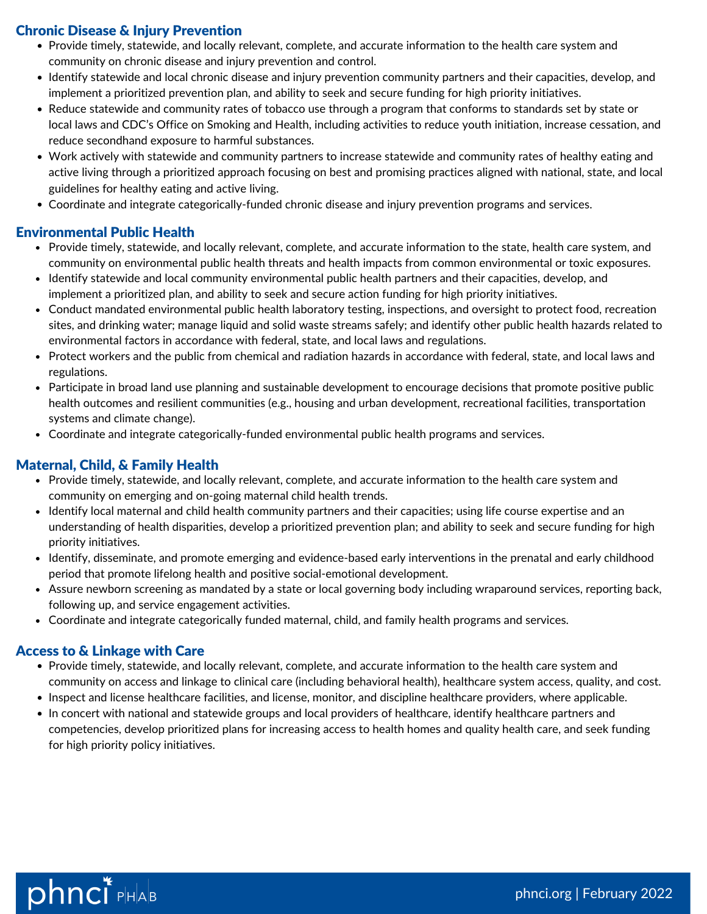## Chronic Disease & Injury Prevention

- Provide timely, statewide, and locally relevant, complete, and accurate information to the health care system and community on chronic disease and injury prevention and control.
- Identify statewide and local chronic disease and injury prevention community partners and their capacities, develop, and implement a prioritized prevention plan, and ability to seek and secure funding for high priority initiatives.
- Reduce statewide and community rates of tobacco use through a program that conforms to standards set by state or local laws and CDC's Office on Smoking and Health, including activities to reduce youth initiation, increase cessation, and reduce secondhand exposure to harmful substances.
- Work actively with statewide and community partners to increase statewide and community rates of healthy eating and active living through a prioritized approach focusing on best and promising practices aligned with national, state, and local guidelines for healthy eating and active living.
- Coordinate and integrate categorically-funded chronic disease and injury prevention programs and services.

## Environmental Public Health

- Provide timely, statewide, and locally relevant, complete, and accurate information to the state, health care system, and community on environmental public health threats and health impacts from common environmental or toxic exposures.
- Identify statewide and local community environmental public health partners and their capacities, develop, and implement a prioritized plan, and ability to seek and secure action funding for high priority initiatives.
- Conduct mandated environmental public health laboratory testing, inspections, and oversight to protect food, recreation sites, and drinking water; manage liquid and solid waste streams safely; and identify other public health hazards related to environmental factors in accordance with federal, state, and local laws and regulations.
- Protect workers and the public from chemical and radiation hazards in accordance with federal, state, and local laws and regulations.
- Participate in broad land use planning and sustainable development to encourage decisions that promote positive public health outcomes and resilient communities (e.g., housing and urban development, recreational facilities, transportation systems and climate change).
- Coordinate and integrate categorically-funded environmental public health programs and services.

## Maternal, Child, & Family Health

- Provide timely, statewide, and locally relevant, complete, and accurate information to the health care system and community on emerging and on-going maternal child health trends.
- Identify local maternal and child health community partners and their capacities; using life course expertise and an understanding of health disparities, develop a prioritized prevention plan; and ability to seek and secure funding for high priority initiatives.
- Identify, disseminate, and promote emerging and evidence-based early interventions in the prenatal and early childhood period that promote lifelong health and positive social-emotional development.
- Assure newborn screening as mandated by a state or local governing body including wraparound services, reporting back, following up, and service engagement activities.
- Coordinate and integrate categorically funded maternal, child, and family health programs and services.

## Access to & Linkage with Care

- Provide timely, statewide, and locally relevant, complete, and accurate information to the health care system and community on access and linkage to clinical care (including behavioral health), healthcare system access, quality, and cost.
- Inspect and license healthcare facilities, and license, monitor, and discipline healthcare providers, where applicable.
- In concert with national and statewide groups and local providers of healthcare, identify healthcare partners and competencies, develop prioritized plans for increasing access to health homes and quality health care, and seek funding for high priority policy initiatives.